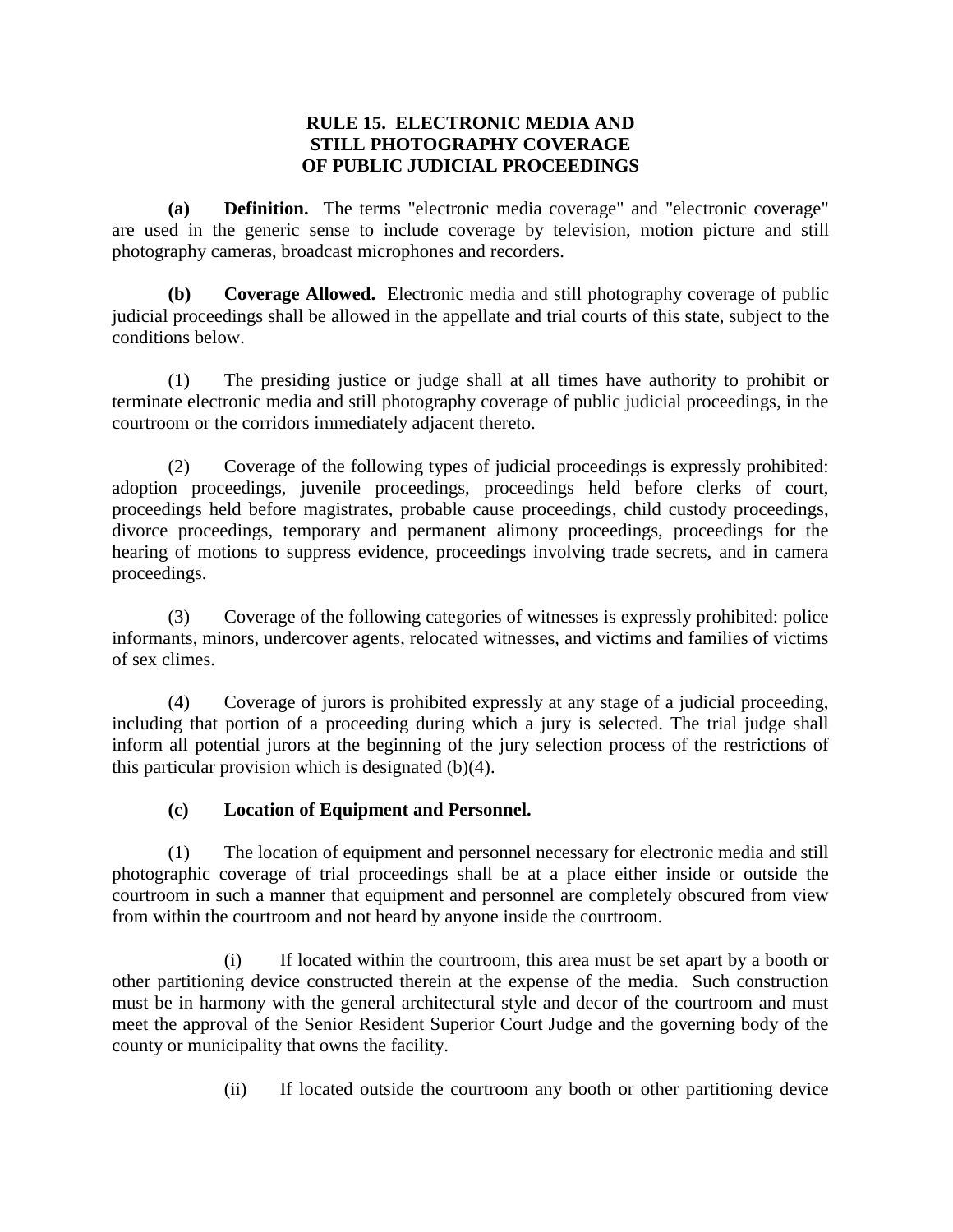# RULE 15. ELECTRONIC MEDIA AND STILL PHOTOGRAPHY COVERAGE OF PUBLIC JUDICIAL PROCEEDINGS

**(a) Definition.** The terms "electronic media coverage" and "electronic coverage" are used in the generic sense to include coverage by television, motion picture and still photography cameras, broadcast microphones and recorders.

**(b) Coverage Allowed.** Electronic media and still photography coverage of public judicial proceedings shall be allowed in the appellate and trial courts of this state, subject to the conditions below.

(1) The presiding justice or judge shall at all times have authority to prohibit or terminate electronic media and still photography coverage of public judicial proceedings, in the courtroom or the corridors immediately adjacent thereto.

(2) Coverage of the following types of judicial proceedings is expressly prohibited: adoption proceedings, juvenile proceedings, proceedings held before clerks of court, proceedings held before magistrates, probable cause proceedings, child custody proceedings, divorce proceedings, temporary and permanent alimony proceedings, proceedings for the hearing of motions to suppress evidence, proceedings involving trade secrets, and in camera proceedings.

(3) Coverage of the following categories of witnesses is expressly prohibited: police informants, minors, undercover agents, relocated witnesses, and victims and families of victims of sex climes.

(4) Coverage of jurors is prohibited expressly at any stage of a judicial proceeding, including that portion of a proceeding during which a jury is selected. The trial judge shall inform all potential jurors at the beginning of the jury selection process of the restrictions of this particular provision which is designated (b)(4).

**(c) Location of Equipment and Personnel.**

(1) The location of equipment and personnel necessary for electronic media and still photographic coverage of trial proceedings shall be at a place either inside or outside the courtroom in such a manner that equipment and personnel are completely obscured from view from within the courtroom and not heard by anyone inside the courtroom.

(i) If located within the courtroom, this area must be set apart by a booth or other partitioning device constructed therein at the expense of the media. Such construction must be in harmony with the general architectural style and decor of the courtroom and must meet the approval of the Senior Resident Superior Court Judge and the governing body of the county or municipality that owns the facility.

(ii) If located outside the courtroom any booth or other partitioning device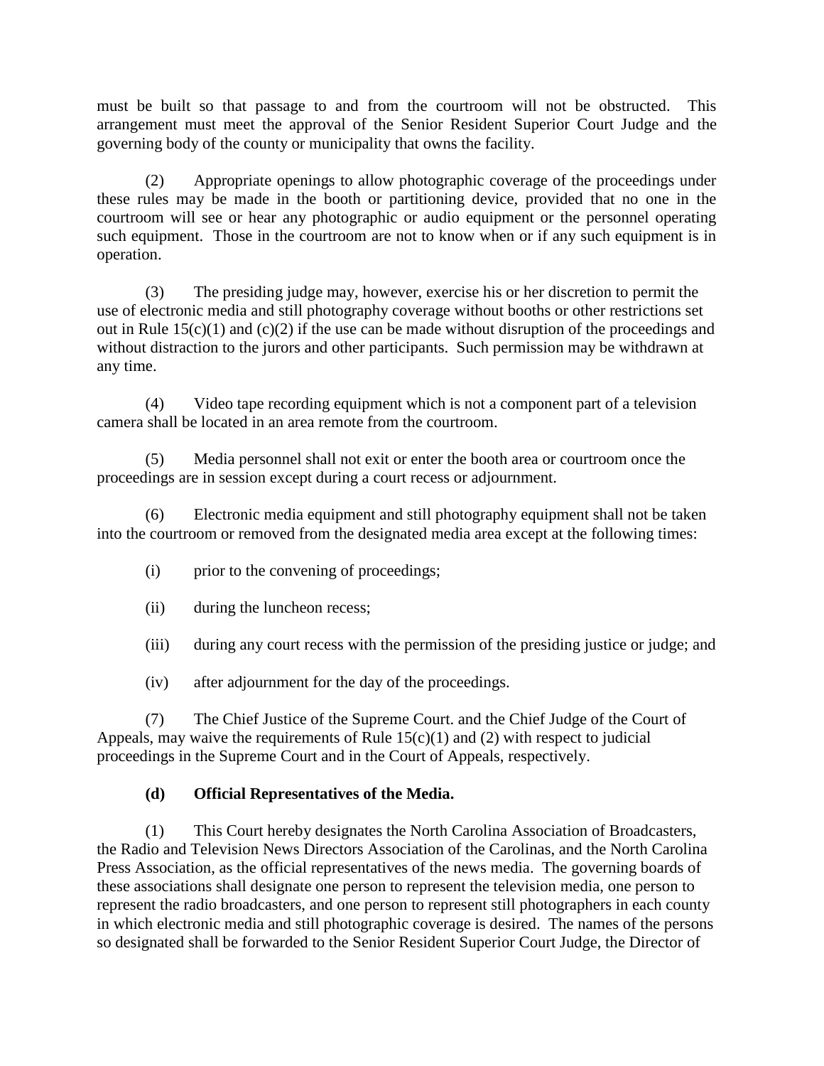must be built so that passage to and from the courtroom will not be obstructed. This arrangement must meet the approval of the Senior Resident Superior Court Judge and the governing body of the county or municipality that owns the facility.

(2) Appropriate openings to allow photographic coverage of the proceedings under these rules may be made in the booth or partitioning device, provided that no one in the courtroom will see or hear any photographic or audio equipment or the personnel operating such equipment. Those in the courtroom are not to know when or if any such equipment is in operation.

(3) The presiding judge may, however, exercise his or her discretion to permit the use of electronic media and still photography coverage without booths or other restrictions set out in Rule 15(c)(1) and (c)(2) if the use can be made without disruption of the proceedings and without distraction to the jurors and other participants. Such permission may be withdrawn at any time.

(4) Video tape recording equipment which is not a component part of a television camera shall be located in an area remote from the courtroom.

(5) Media personnel shall not exit or enter the booth area or courtroom once the proceedings are in session except during a court recess or adjournment.

(6) Electronic media equipment and still photography equipment shall not be taken into the courtroom or removed from the designated media area except at the following times:

(i) prior to the convening of proceedings;

(ii) during the luncheon recess;

(iii) during any court recess with the permission of the presiding justice or judge; and

(iv) after adjournment for the day of the proceedings.

(7) The Chief Justice of the Supreme Court. and the Chief Judge of the Court of Appeals, may waive the requirements of Rule 15(c)(1) and (2) with respect to judicial proceedings in the Supreme Court and in the Court of Appeals, respectively.

**(d) Official Representatives of the Media.**

(1) This Court hereby designates the North Carolina Association of Broadcasters, the Radio and Television News Directors Association of the Carolinas, and the North Carolina Press Association, as the official representatives of the news media. The governing boards of these associations shall designate one person to represent the television media, one person to represent the radio broadcasters, and one person to represent still photographers in each county in which electronic media and still photographic coverage is desired. The names of the persons so designated shall be forwarded to the Senior Resident Superior Court Judge, the Director of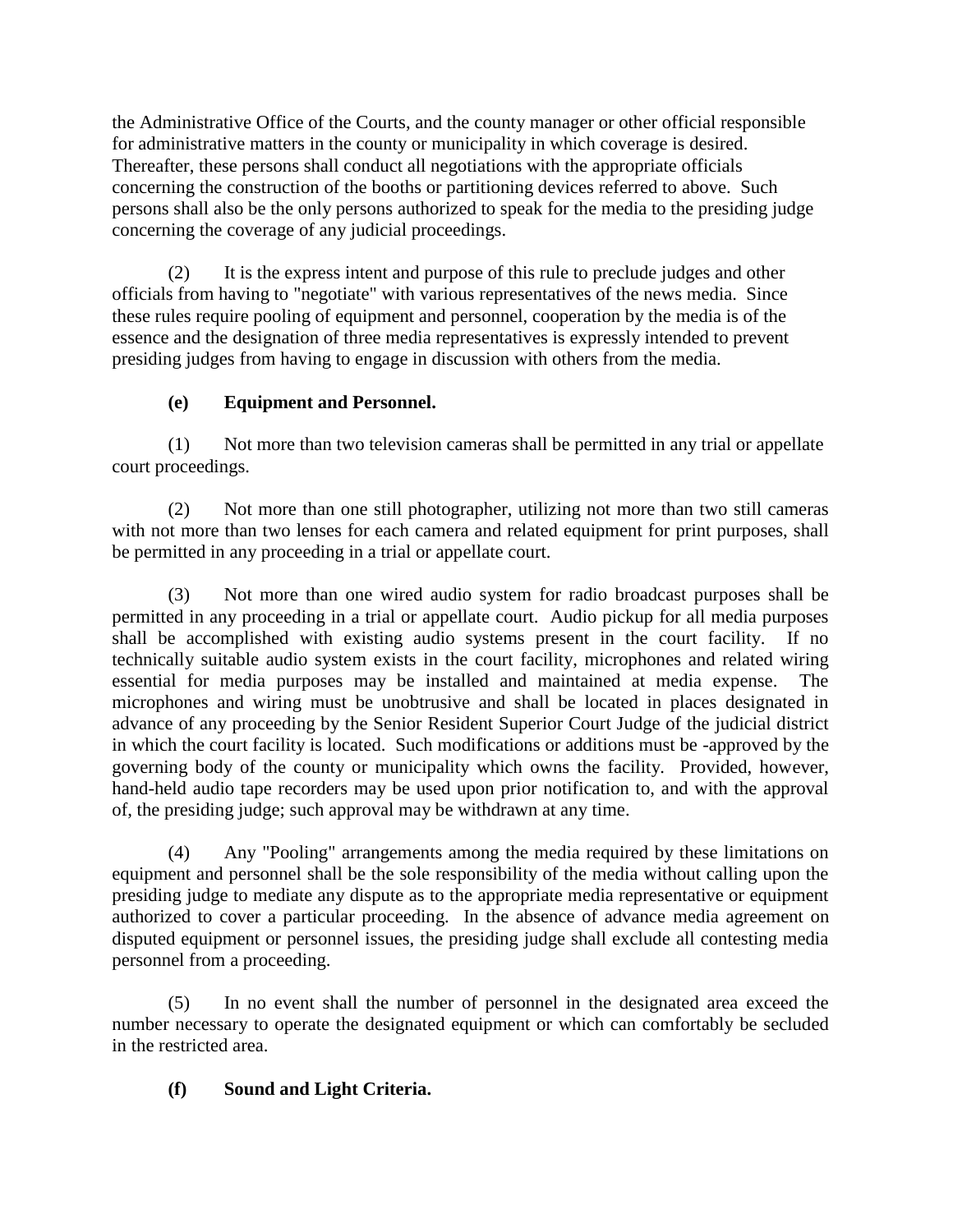the Administrative Office of the Courts, and the county manager or other official responsible for administrative matters in the county or municipality in which coverage is desired. Thereafter, these persons shall conduct all negotiations with the appropriate officials concerning the construction of the booths or partitioning devices referred to above. Such persons shall also be the only persons authorized to speak for the media to the presiding judge concerning the coverage of any judicial proceedings.

(2) It is the express intent and purpose of this rule to preclude judges and other officials from having to "negotiate" with various representatives of the news media. Since these rules require pooling of equipment and personnel, cooperation by the media is of the essence and the designation of three media representatives is expressly intended to prevent presiding judges from having to engage in discussion with others from the media.

**(e) Equipment and Personnel.**

(1) Not more than two television cameras shall be permitted in any trial or appellate court proceedings.

(2) Not more than one still photographer, utilizing not more than two still cameras with not more than two lenses for each camera and related equipment for print purposes, shall be permitted in any proceeding in a trial or appellate court.

(3) Not more than one wired audio system for radio broadcast purposes shall be permitted in any proceeding in a trial or appellate court. Audio pickup for all media purposes shall be accomplished with existing audio systems present in the court facility. If no technically suitable audio system exists in the court facility, microphones and related wiring essential for media purposes may be installed and maintained at media expense. The microphones and wiring must be unobtrusive and shall be located in places designated in advance of any proceeding by the Senior Resident Superior Court Judge of the judicial district in which the court facility is located. Such modifications or additions must be -approved by the governing body of the county or municipality which owns the facility. Provided, however, hand-held audio tape recorders may be used upon prior notification to, and with the approval of, the presiding judge; such approval may be withdrawn at any time.

(4) Any "Pooling" arrangements among the media required by these limitations on equipment and personnel shall be the sole responsibility of the media without calling upon the presiding judge to mediate any dispute as to the appropriate media representative or equipment authorized to cover a particular proceeding. In the absence of advance media agreement on disputed equipment or personnel issues, the presiding judge shall exclude all contesting media personnel from a proceeding.

(5) In no event shall the number of personnel in the designated area exceed the number necessary to operate the designated equipment or which can comfortably be secluded in the restricted area.

**(f) Sound and Light Criteria.**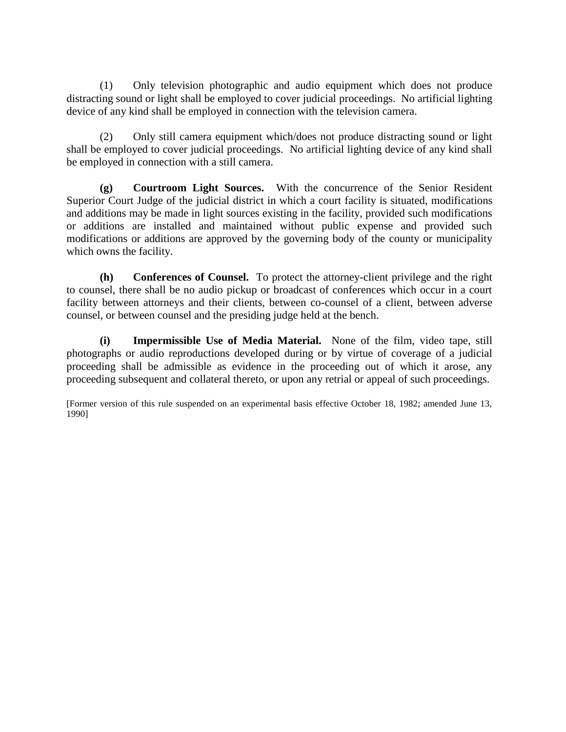(1) Only television photographic and audio equipment which does not produce distracting sound or light shall be employed to cover judicial proceedings. No artificial lighting device of any kind shall be employed in connection with the television camera.

(2) Only still camera equipment which/does not produce distracting sound or light shall be employed to cover judicial proceedings. No artificial lighting device of any kind shall be employed in connection with a still camera.

**(g) Courtroom Light Sources.** With the concurrence of the Senior Resident Superior Court Judge of the judicial district in which a court facility is situated, modifications and additions may be made in light sources existing in the facility, provided such modifications or additions are installed and maintained without public expense and provided such modifications or additions are approved by the governing body of the county or municipality which owns the facility.

**(h) Conferences of Counsel.** To protect the attorney-client privilege and the right to counsel, there shall be no audio pickup or broadcast of conferences which occur in a court facility between attorneys and their clients, between co-counsel of a client, between adverse counsel, or between counsel and the presiding judge held at the bench.

**(i) Impermissible Use of Media Material.** None of the film, video tape, still photographs or audio reproductions developed during or by virtue of coverage of a judicial proceeding shall be admissible as evidence in the proceeding out of which it arose, any proceeding subsequent and collateral thereto, or upon any retrial or appeal of such proceedings.

[Former version of this rule suspended on an experimental basis effective October 18, 1982; amended June 13, 1990]